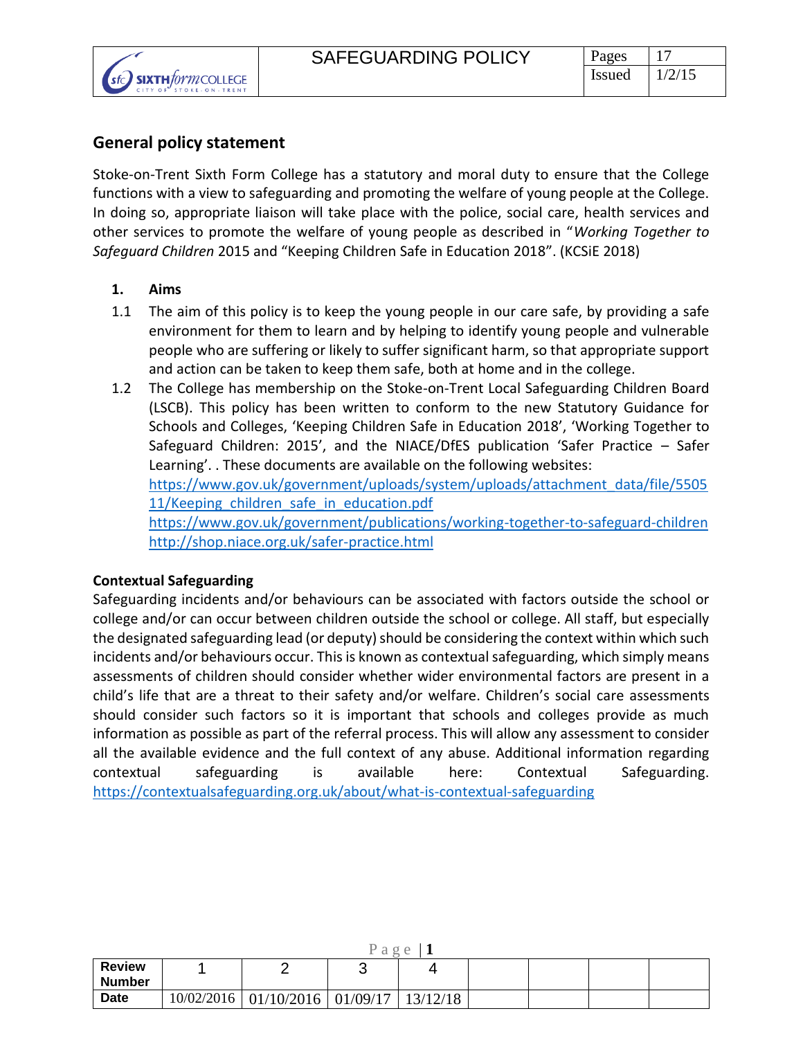| | SAFEGUARDING POLICY | Pages | 17 |
|---|---|---|---|
| | | Issued | 1/2/15 |

## General policy statement

Stoke-on-Trent Sixth Form College has a statutory and moral duty to ensure that the College functions with a view to safeguarding and promoting the welfare of young people at the College. In doing so, appropriate liaison will take place with the police, social care, health services and other services to promote the welfare of young people as described in "*Working Together to Safeguard Children* 2015 and "Keeping Children Safe in Education 2018". (KCSiE 2018)

**1. Aims**

1.1 The aim of this policy is to keep the young people in our care safe, by providing a safe environment for them to learn and by helping to identify young people and vulnerable people who are suffering or likely to suffer significant harm, so that appropriate support and action can be taken to keep them safe, both at home and in the college.

1.2 The College has membership on the Stoke-on-Trent Local Safeguarding Children Board (LSCB). This policy has been written to conform to the new Statutory Guidance for Schools and Colleges, 'Keeping Children Safe in Education 2018', 'Working Together to Safeguard Children: 2015', and the NIACE/DfES publication 'Safer Practice – Safer Learning'. . These documents are available on the following websites:
https://www.gov.uk/government/uploads/system/uploads/attachment_data/file/550511/Keeping_children_safe_in_education.pdf
https://www.gov.uk/government/publications/working-together-to-safeguard-children
http://shop.niace.org.uk/safer-practice.html

**Contextual Safeguarding**

Safeguarding incidents and/or behaviours can be associated with factors outside the school or college and/or can occur between children outside the school or college. All staff, but especially the designated safeguarding lead (or deputy) should be considering the context within which such incidents and/or behaviours occur. This is known as contextual safeguarding, which simply means assessments of children should consider whether wider environmental factors are present in a child's life that are a threat to their safety and/or welfare. Children's social care assessments should consider such factors so it is important that schools and colleges provide as much information as possible as part of the referral process. This will allow any assessment to consider all the available evidence and the full context of any abuse. Additional information regarding contextual safeguarding is available here: Contextual Safeguarding. https://contextualsafeguarding.org.uk/about/what-is-contextual-safeguarding

| Review Number | 1 | 2 | 3 | 4 | | | | |
|---|---|---|---|---|---|---|---|---|
| Date | 10/02/2016 | 01/10/2016 | 01/09/17 | 13/12/18 | | | | |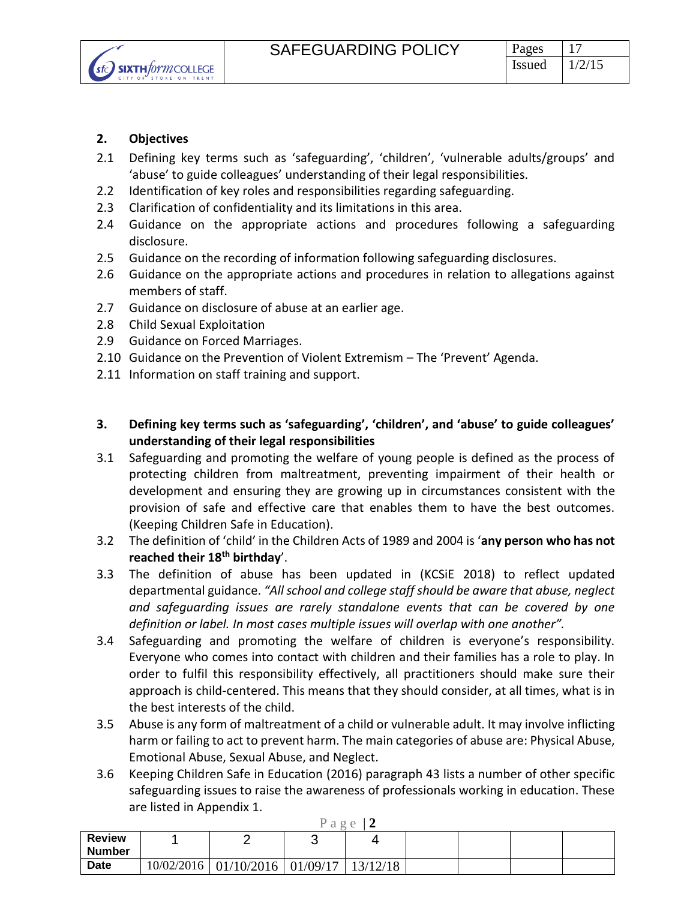## 2. Objectives

2.1 Defining key terms such as 'safeguarding', 'children', 'vulnerable adults/groups' and 'abuse' to guide colleagues' understanding of their legal responsibilities.

2.2 Identification of key roles and responsibilities regarding safeguarding.

2.3 Clarification of confidentiality and its limitations in this area.

2.4 Guidance on the appropriate actions and procedures following a safeguarding disclosure.

2.5 Guidance on the recording of information following safeguarding disclosures.

2.6 Guidance on the appropriate actions and procedures in relation to allegations against members of staff.

2.7 Guidance on disclosure of abuse at an earlier age.

2.8 Child Sexual Exploitation

2.9 Guidance on Forced Marriages.

2.10 Guidance on the Prevention of Violent Extremism – The 'Prevent' Agenda.

2.11 Information on staff training and support.

## 3. Defining key terms such as 'safeguarding', 'children', and 'abuse' to guide colleagues' understanding of their legal responsibilities

3.1 Safeguarding and promoting the welfare of young people is defined as the process of protecting children from maltreatment, preventing impairment of their health or development and ensuring they are growing up in circumstances consistent with the provision of safe and effective care that enables them to have the best outcomes. (Keeping Children Safe in Education).

3.2 The definition of 'child' in the Children Acts of 1989 and 2004 is '**any person who has not reached their 18th birthday**'.

3.3 The definition of abuse has been updated in (KCSiE 2018) to reflect updated departmental guidance. *"All school and college staff should be aware that abuse, neglect and safeguarding issues are rarely standalone events that can be covered by one definition or label. In most cases multiple issues will overlap with one another".*

3.4 Safeguarding and promoting the welfare of children is everyone's responsibility. Everyone who comes into contact with children and their families has a role to play. In order to fulfil this responsibility effectively, all practitioners should make sure their approach is child-centered. This means that they should consider, at all times, what is in the best interests of the child.

3.5 Abuse is any form of maltreatment of a child or vulnerable adult. It may involve inflicting harm or failing to act to prevent harm. The main categories of abuse are: Physical Abuse, Emotional Abuse, Sexual Abuse, and Neglect.

3.6 Keeping Children Safe in Education (2016) paragraph 43 lists a number of other specific safeguarding issues to raise the awareness of professionals working in education. These are listed in Appendix 1.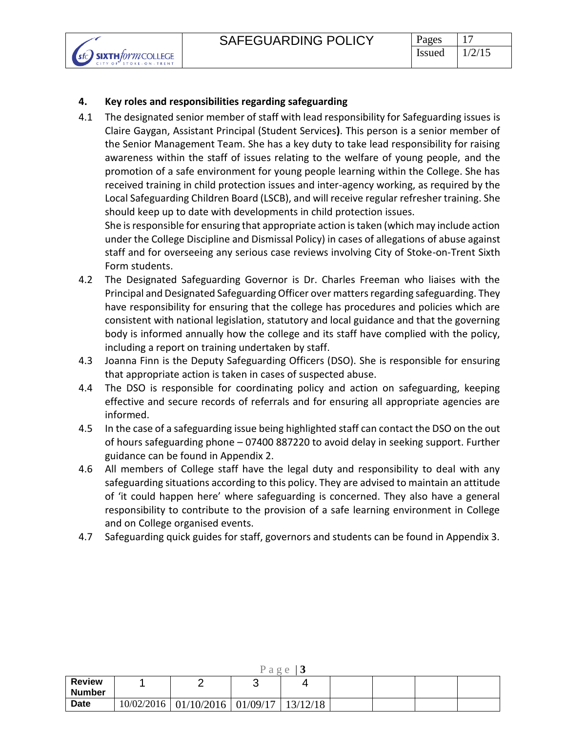## 4. Key roles and responsibilities regarding safeguarding

4.1 The designated senior member of staff with lead responsibility for Safeguarding issues is Claire Gaygan, Assistant Principal (Student Services**)**. This person is a senior member of the Senior Management Team. She has a key duty to take lead responsibility for raising awareness within the staff of issues relating to the welfare of young people, and the promotion of a safe environment for young people learning within the College. She has received training in child protection issues and inter-agency working, as required by the Local Safeguarding Children Board (LSCB), and will receive regular refresher training. She should keep up to date with developments in child protection issues.
She is responsible for ensuring that appropriate action is taken (which may include action under the College Discipline and Dismissal Policy) in cases of allegations of abuse against staff and for overseeing any serious case reviews involving City of Stoke-on-Trent Sixth Form students.

4.2 The Designated Safeguarding Governor is Dr. Charles Freeman who liaises with the Principal and Designated Safeguarding Officer over matters regarding safeguarding. They have responsibility for ensuring that the college has procedures and policies which are consistent with national legislation, statutory and local guidance and that the governing body is informed annually how the college and its staff have complied with the policy, including a report on training undertaken by staff.

4.3 Joanna Finn is the Deputy Safeguarding Officers (DSO). She is responsible for ensuring that appropriate action is taken in cases of suspected abuse.

4.4 The DSO is responsible for coordinating policy and action on safeguarding, keeping effective and secure records of referrals and for ensuring all appropriate agencies are informed.

4.5 In the case of a safeguarding issue being highlighted staff can contact the DSO on the out of hours safeguarding phone – 07400 887220 to avoid delay in seeking support. Further guidance can be found in Appendix 2.

4.6 All members of College staff have the legal duty and responsibility to deal with any safeguarding situations according to this policy. They are advised to maintain an attitude of 'it could happen here' where safeguarding is concerned. They also have a general responsibility to contribute to the provision of a safe learning environment in College and on College organised events.

4.7 Safeguarding quick guides for staff, governors and students can be found in Appendix 3.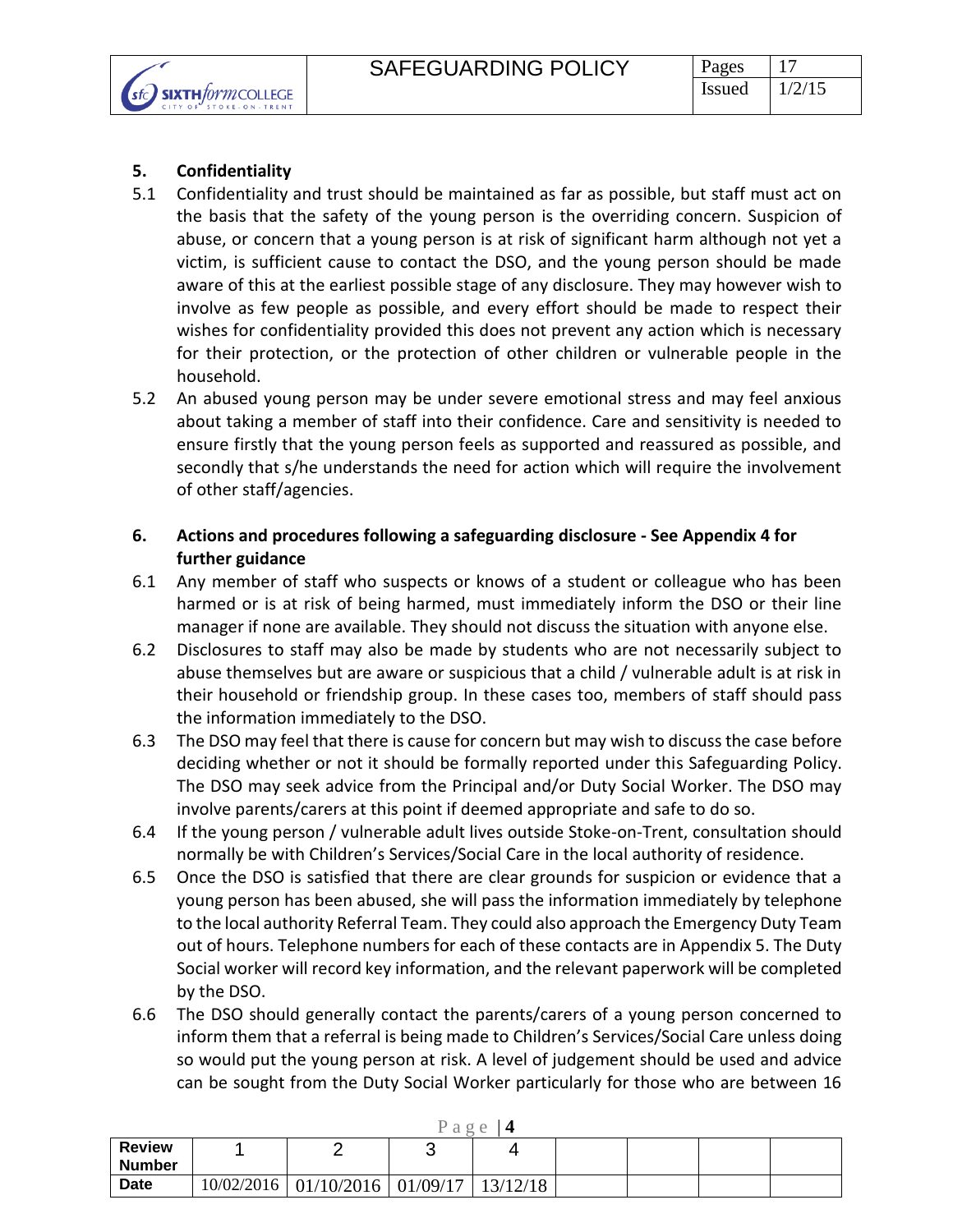## 5. Confidentiality

5.1 Confidentiality and trust should be maintained as far as possible, but staff must act on the basis that the safety of the young person is the overriding concern. Suspicion of abuse, or concern that a young person is at risk of significant harm although not yet a victim, is sufficient cause to contact the DSO, and the young person should be made aware of this at the earliest possible stage of any disclosure. They may however wish to involve as few people as possible, and every effort should be made to respect their wishes for confidentiality provided this does not prevent any action which is necessary for their protection, or the protection of other children or vulnerable people in the household.

5.2 An abused young person may be under severe emotional stress and may feel anxious about taking a member of staff into their confidence. Care and sensitivity is needed to ensure firstly that the young person feels as supported and reassured as possible, and secondly that s/he understands the need for action which will require the involvement of other staff/agencies.

## 6. Actions and procedures following a safeguarding disclosure - See Appendix 4 for further guidance

6.1 Any member of staff who suspects or knows of a student or colleague who has been harmed or is at risk of being harmed, must immediately inform the DSO or their line manager if none are available. They should not discuss the situation with anyone else.

6.2 Disclosures to staff may also be made by students who are not necessarily subject to abuse themselves but are aware or suspicious that a child / vulnerable adult is at risk in their household or friendship group. In these cases too, members of staff should pass the information immediately to the DSO.

6.3 The DSO may feel that there is cause for concern but may wish to discuss the case before deciding whether or not it should be formally reported under this Safeguarding Policy. The DSO may seek advice from the Principal and/or Duty Social Worker. The DSO may involve parents/carers at this point if deemed appropriate and safe to do so.

6.4 If the young person / vulnerable adult lives outside Stoke-on-Trent, consultation should normally be with Children's Services/Social Care in the local authority of residence.

6.5 Once the DSO is satisfied that there are clear grounds for suspicion or evidence that a young person has been abused, she will pass the information immediately by telephone to the local authority Referral Team. They could also approach the Emergency Duty Team out of hours. Telephone numbers for each of these contacts are in Appendix 5. The Duty Social worker will record key information, and the relevant paperwork will be completed by the DSO.

6.6 The DSO should generally contact the parents/carers of a young person concerned to inform them that a referral is being made to Children's Services/Social Care unless doing so would put the young person at risk. A level of judgement should be used and advice can be sought from the Duty Social Worker particularly for those who are between 16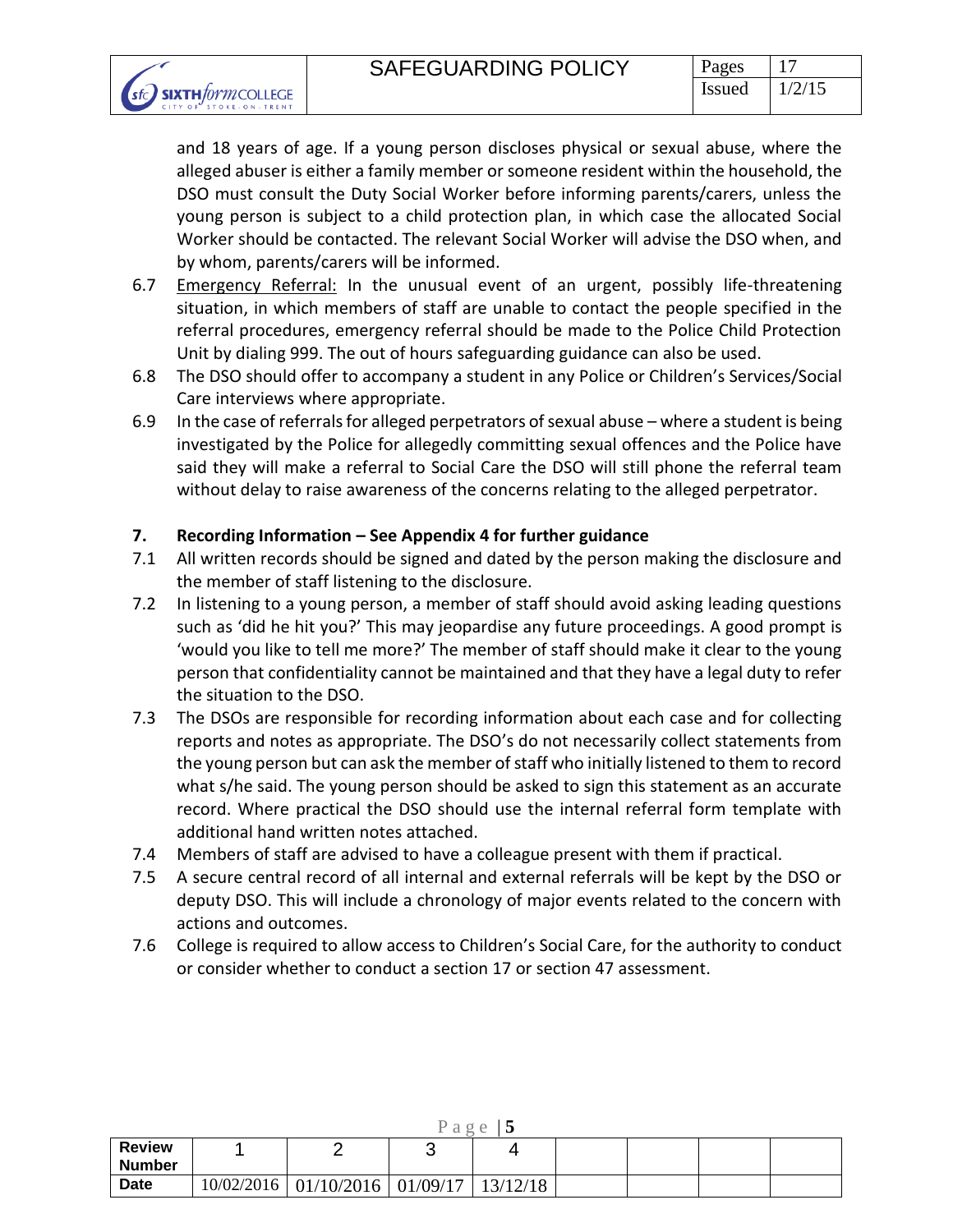and 18 years of age. If a young person discloses physical or sexual abuse, where the alleged abuser is either a family member or someone resident within the household, the DSO must consult the Duty Social Worker before informing parents/carers, unless the young person is subject to a child protection plan, in which case the allocated Social Worker should be contacted. The relevant Social Worker will advise the DSO when, and by whom, parents/carers will be informed.

6.7 Emergency Referral: In the unusual event of an urgent, possibly life-threatening situation, in which members of staff are unable to contact the people specified in the referral procedures, emergency referral should be made to the Police Child Protection Unit by dialing 999. The out of hours safeguarding guidance can also be used.

6.8 The DSO should offer to accompany a student in any Police or Children's Services/Social Care interviews where appropriate.

6.9 In the case of referrals for alleged perpetrators of sexual abuse – where a student is being investigated by the Police for allegedly committing sexual offences and the Police have said they will make a referral to Social Care the DSO will still phone the referral team without delay to raise awareness of the concerns relating to the alleged perpetrator.

## 7. Recording Information – See Appendix 4 for further guidance

7.1 All written records should be signed and dated by the person making the disclosure and the member of staff listening to the disclosure.

7.2 In listening to a young person, a member of staff should avoid asking leading questions such as 'did he hit you?' This may jeopardise any future proceedings. A good prompt is 'would you like to tell me more?' The member of staff should make it clear to the young person that confidentiality cannot be maintained and that they have a legal duty to refer the situation to the DSO.

7.3 The DSOs are responsible for recording information about each case and for collecting reports and notes as appropriate. The DSO's do not necessarily collect statements from the young person but can ask the member of staff who initially listened to them to record what s/he said. The young person should be asked to sign this statement as an accurate record. Where practical the DSO should use the internal referral form template with additional hand written notes attached.

7.4 Members of staff are advised to have a colleague present with them if practical.

7.5 A secure central record of all internal and external referrals will be kept by the DSO or deputy DSO. This will include a chronology of major events related to the concern with actions and outcomes.

7.6 College is required to allow access to Children's Social Care, for the authority to conduct or consider whether to conduct a section 17 or section 47 assessment.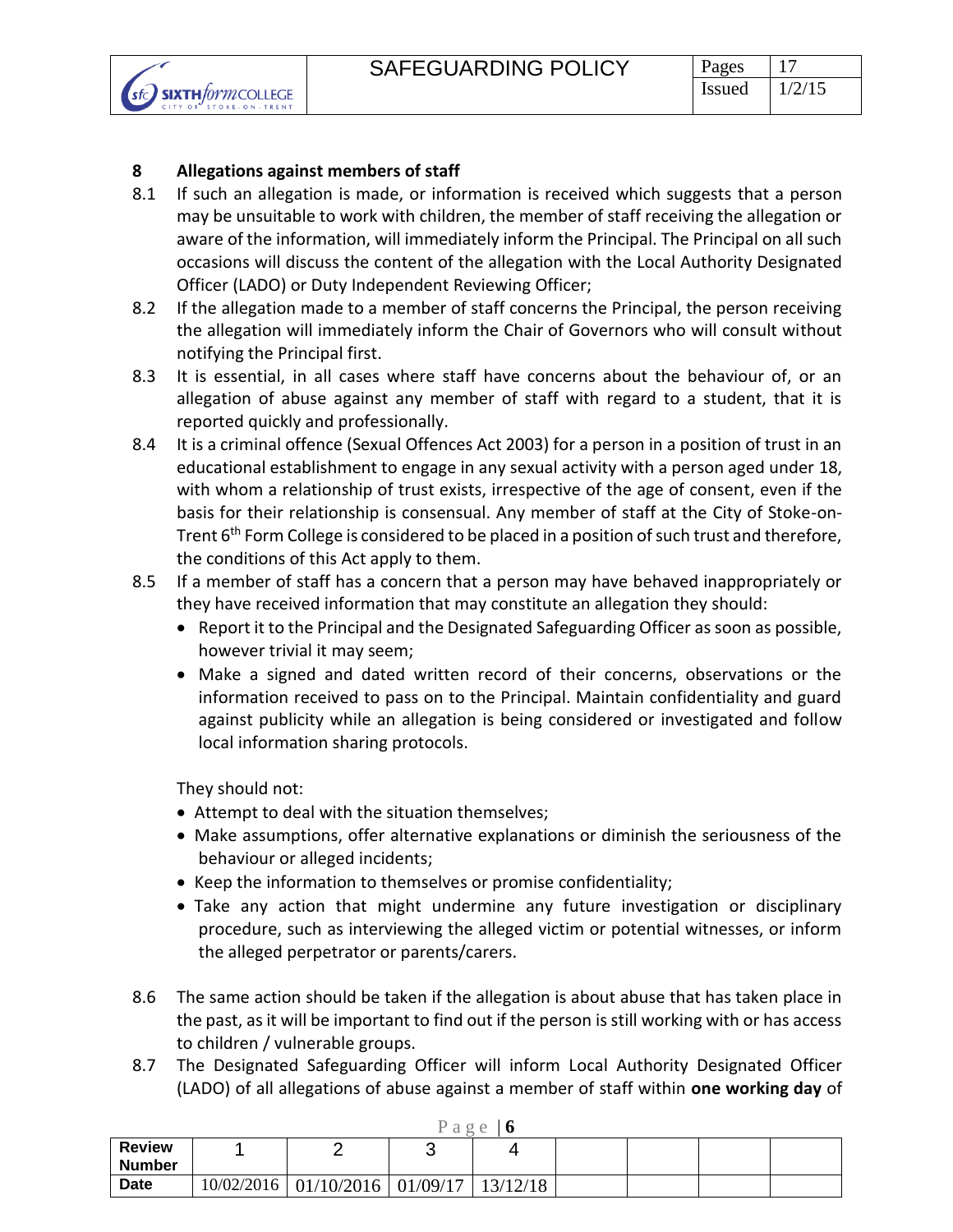## 8 Allegations against members of staff

8.1 If such an allegation is made, or information is received which suggests that a person may be unsuitable to work with children, the member of staff receiving the allegation or aware of the information, will immediately inform the Principal. The Principal on all such occasions will discuss the content of the allegation with the Local Authority Designated Officer (LADO) or Duty Independent Reviewing Officer;

8.2 If the allegation made to a member of staff concerns the Principal, the person receiving the allegation will immediately inform the Chair of Governors who will consult without notifying the Principal first.

8.3 It is essential, in all cases where staff have concerns about the behaviour of, or an allegation of abuse against any member of staff with regard to a student, that it is reported quickly and professionally.

8.4 It is a criminal offence (Sexual Offences Act 2003) for a person in a position of trust in an educational establishment to engage in any sexual activity with a person aged under 18, with whom a relationship of trust exists, irrespective of the age of consent, even if the basis for their relationship is consensual. Any member of staff at the City of Stoke-on-Trent 6th Form College is considered to be placed in a position of such trust and therefore, the conditions of this Act apply to them.

8.5 If a member of staff has a concern that a person may have behaved inappropriately or they have received information that may constitute an allegation they should:

- Report it to the Principal and the Designated Safeguarding Officer as soon as possible, however trivial it may seem;
- Make a signed and dated written record of their concerns, observations or the information received to pass on to the Principal. Maintain confidentiality and guard against publicity while an allegation is being considered or investigated and follow local information sharing protocols.

They should not:

- Attempt to deal with the situation themselves;
- Make assumptions, offer alternative explanations or diminish the seriousness of the behaviour or alleged incidents;
- Keep the information to themselves or promise confidentiality;
- Take any action that might undermine any future investigation or disciplinary procedure, such as interviewing the alleged victim or potential witnesses, or inform the alleged perpetrator or parents/carers.

8.6 The same action should be taken if the allegation is about abuse that has taken place in the past, as it will be important to find out if the person is still working with or has access to children / vulnerable groups.

8.7 The Designated Safeguarding Officer will inform Local Authority Designated Officer (LADO) of all allegations of abuse against a member of staff within **one working day** of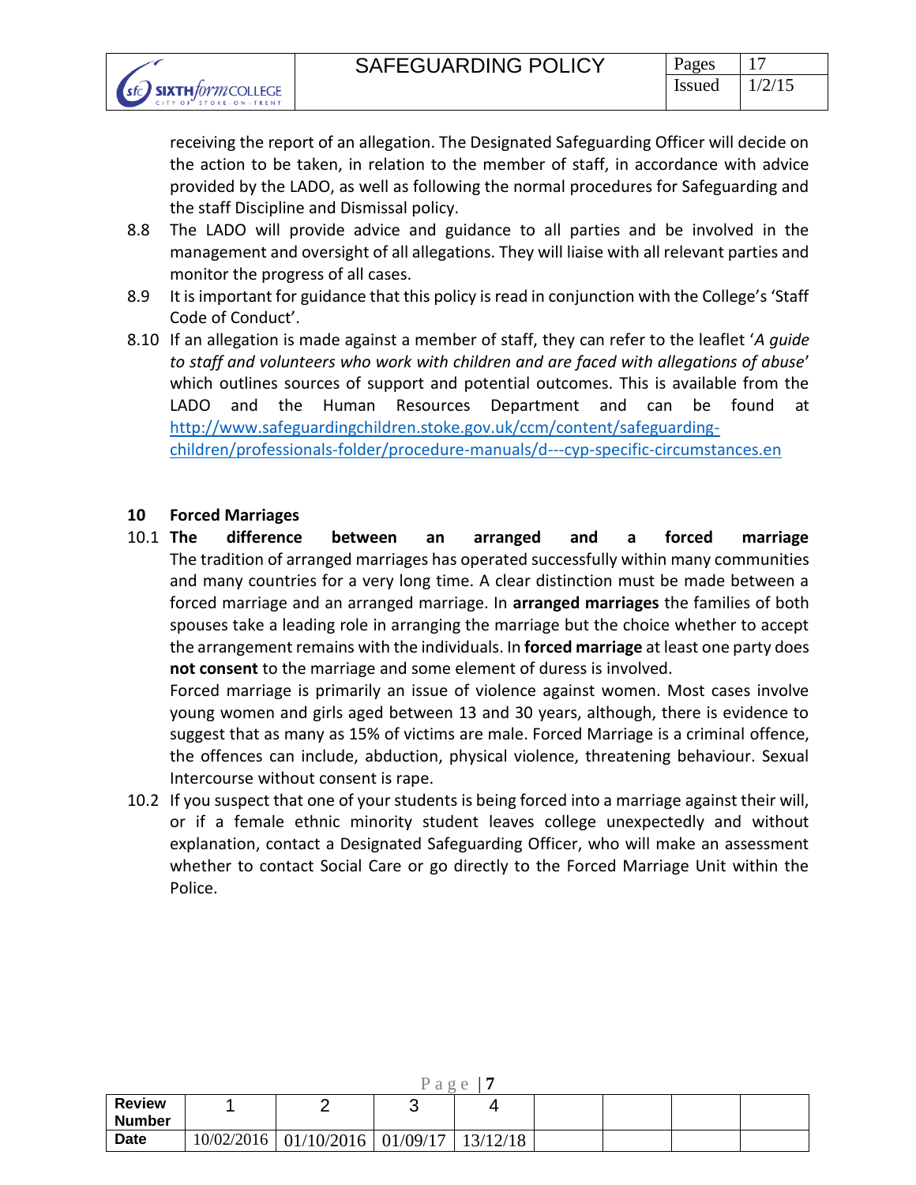receiving the report of an allegation. The Designated Safeguarding Officer will decide on the action to be taken, in relation to the member of staff, in accordance with advice provided by the LADO, as well as following the normal procedures for Safeguarding and the staff Discipline and Dismissal policy.

8.8 The LADO will provide advice and guidance to all parties and be involved in the management and oversight of all allegations. They will liaise with all relevant parties and monitor the progress of all cases.

8.9 It is important for guidance that this policy is read in conjunction with the College's 'Staff Code of Conduct'.

8.10 If an allegation is made against a member of staff, they can refer to the leaflet '*A guide to staff and volunteers who work with children and are faced with allegations of abuse*' which outlines sources of support and potential outcomes. This is available from the LADO and the Human Resources Department and can be found at http://www.safeguardingchildren.stoke.gov.uk/ccm/content/safeguarding-children/professionals-folder/procedure-manuals/d---cyp-specific-circumstances.en

## 10 Forced Marriages

10.1 **The difference between an arranged and a forced marriage**
The tradition of arranged marriages has operated successfully within many communities and many countries for a very long time. A clear distinction must be made between a forced marriage and an arranged marriage. In **arranged marriages** the families of both spouses take a leading role in arranging the marriage but the choice whether to accept the arrangement remains with the individuals. In **forced marriage** at least one party does **not consent** to the marriage and some element of duress is involved.
Forced marriage is primarily an issue of violence against women. Most cases involve young women and girls aged between 13 and 30 years, although, there is evidence to suggest that as many as 15% of victims are male. Forced Marriage is a criminal offence, the offences can include, abduction, physical violence, threatening behaviour. Sexual Intercourse without consent is rape.

10.2 If you suspect that one of your students is being forced into a marriage against their will, or if a female ethnic minority student leaves college unexpectedly and without explanation, contact a Designated Safeguarding Officer, who will make an assessment whether to contact Social Care or go directly to the Forced Marriage Unit within the Police.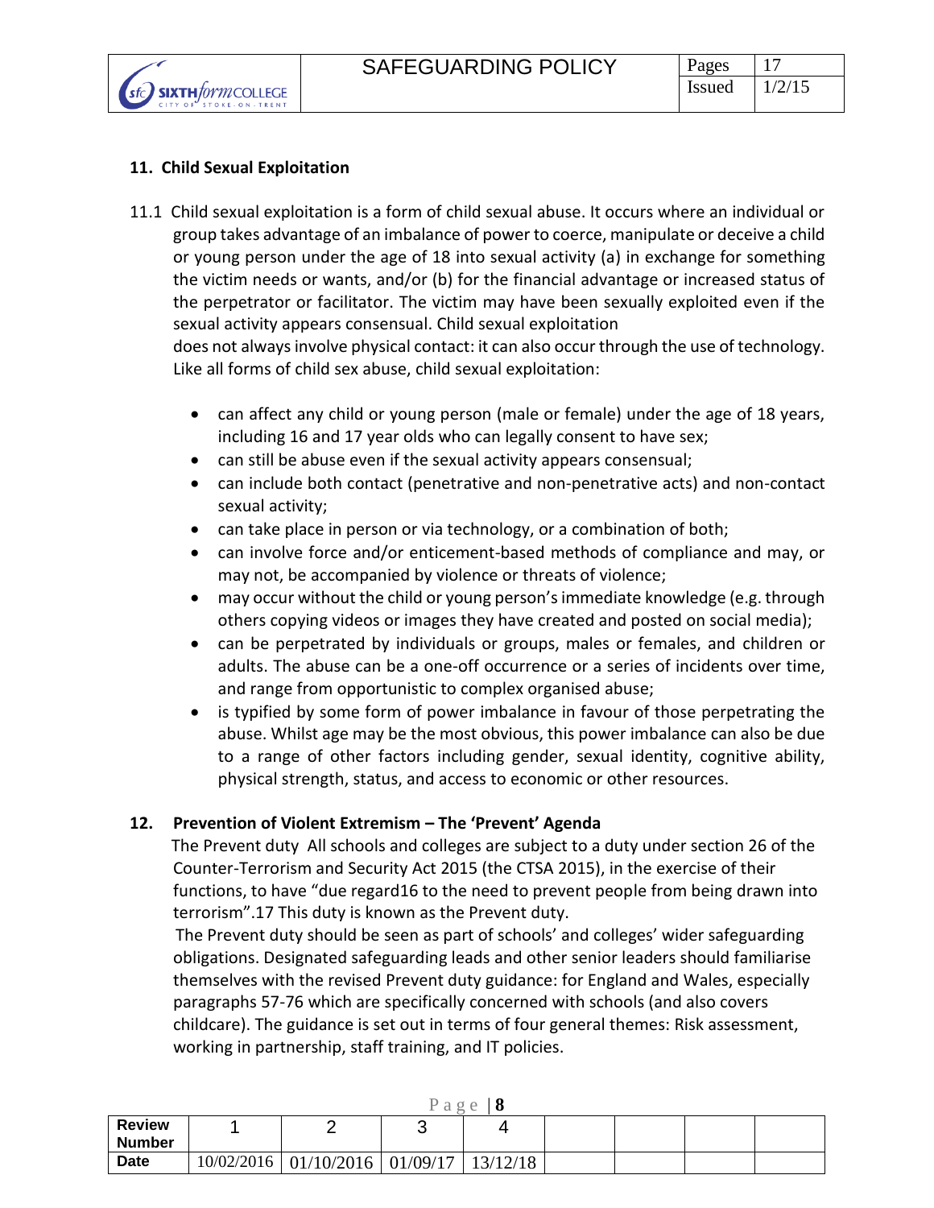### 11. Child Sexual Exploitation

11.1 Child sexual exploitation is a form of child sexual abuse. It occurs where an individual or group takes advantage of an imbalance of power to coerce, manipulate or deceive a child or young person under the age of 18 into sexual activity (a) in exchange for something the victim needs or wants, and/or (b) for the financial advantage or increased status of the perpetrator or facilitator. The victim may have been sexually exploited even if the sexual activity appears consensual. Child sexual exploitation does not always involve physical contact: it can also occur through the use of technology. Like all forms of child sex abuse, child sexual exploitation:

- can affect any child or young person (male or female) under the age of 18 years, including 16 and 17 year olds who can legally consent to have sex;
- can still be abuse even if the sexual activity appears consensual;
- can include both contact (penetrative and non-penetrative acts) and non-contact sexual activity;
- can take place in person or via technology, or a combination of both;
- can involve force and/or enticement-based methods of compliance and may, or may not, be accompanied by violence or threats of violence;
- may occur without the child or young person's immediate knowledge (e.g. through others copying videos or images they have created and posted on social media);
- can be perpetrated by individuals or groups, males or females, and children or adults. The abuse can be a one-off occurrence or a series of incidents over time, and range from opportunistic to complex organised abuse;
- is typified by some form of power imbalance in favour of those perpetrating the abuse. Whilst age may be the most obvious, this power imbalance can also be due to a range of other factors including gender, sexual identity, cognitive ability, physical strength, status, and access to economic or other resources.

### 12. Prevention of Violent Extremism – The 'Prevent' Agenda

The Prevent duty All schools and colleges are subject to a duty under section 26 of the Counter-Terrorism and Security Act 2015 (the CTSA 2015), in the exercise of their functions, to have "due regard16 to the need to prevent people from being drawn into terrorism".17 This duty is known as the Prevent duty.

The Prevent duty should be seen as part of schools' and colleges' wider safeguarding obligations. Designated safeguarding leads and other senior leaders should familiarise themselves with the revised Prevent duty guidance: for England and Wales, especially paragraphs 57-76 which are specifically concerned with schools (and also covers childcare). The guidance is set out in terms of four general themes: Risk assessment, working in partnership, staff training, and IT policies.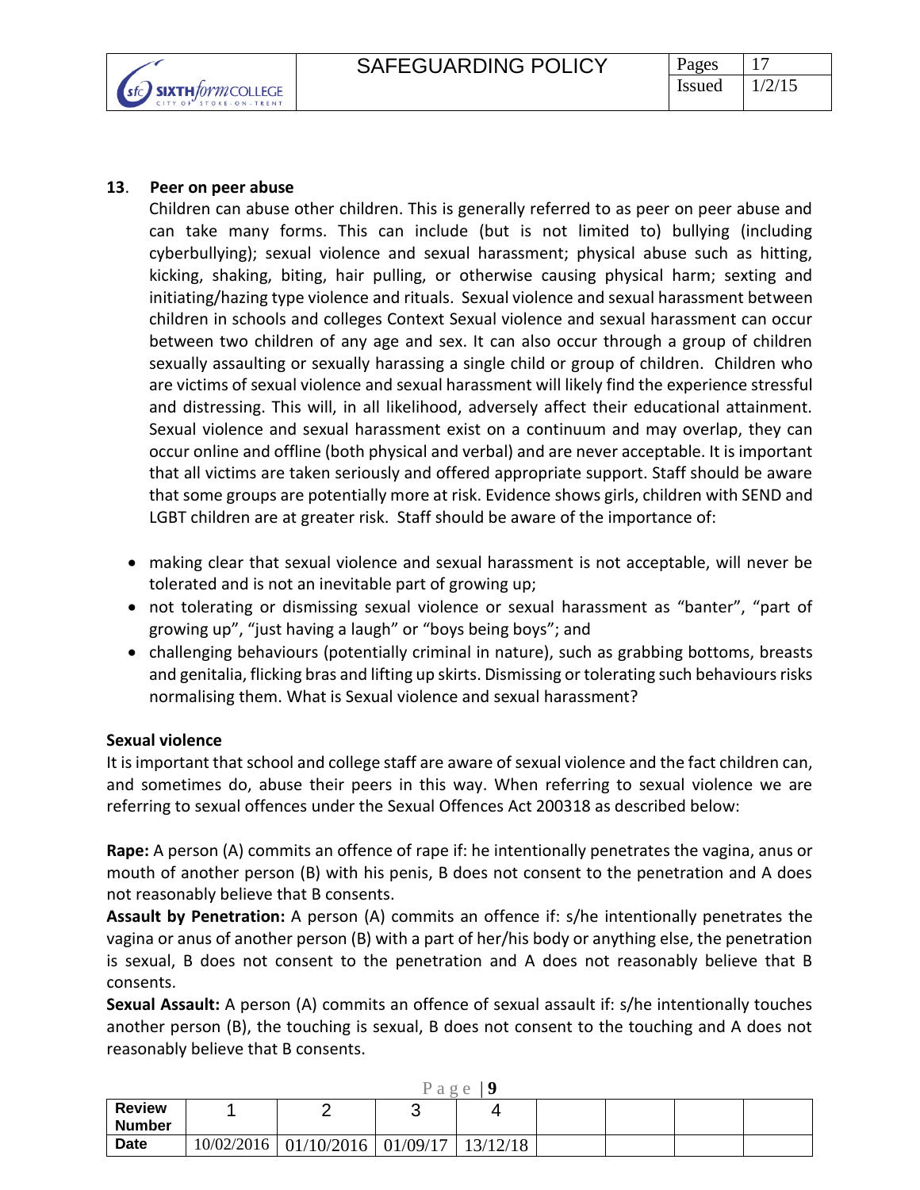## 13. Peer on peer abuse

Children can abuse other children. This is generally referred to as peer on peer abuse and can take many forms. This can include (but is not limited to) bullying (including cyberbullying); sexual violence and sexual harassment; physical abuse such as hitting, kicking, shaking, biting, hair pulling, or otherwise causing physical harm; sexting and initiating/hazing type violence and rituals. Sexual violence and sexual harassment between children in schools and colleges Context Sexual violence and sexual harassment can occur between two children of any age and sex. It can also occur through a group of children sexually assaulting or sexually harassing a single child or group of children. Children who are victims of sexual violence and sexual harassment will likely find the experience stressful and distressing. This will, in all likelihood, adversely affect their educational attainment. Sexual violence and sexual harassment exist on a continuum and may overlap, they can occur online and offline (both physical and verbal) and are never acceptable. It is important that all victims are taken seriously and offered appropriate support. Staff should be aware that some groups are potentially more at risk. Evidence shows girls, children with SEND and LGBT children are at greater risk. Staff should be aware of the importance of:

- making clear that sexual violence and sexual harassment is not acceptable, will never be tolerated and is not an inevitable part of growing up;
- not tolerating or dismissing sexual violence or sexual harassment as "banter", "part of growing up", "just having a laugh" or "boys being boys"; and
- challenging behaviours (potentially criminal in nature), such as grabbing bottoms, breasts and genitalia, flicking bras and lifting up skirts. Dismissing or tolerating such behaviours risks normalising them. What is Sexual violence and sexual harassment?

### Sexual violence

It is important that school and college staff are aware of sexual violence and the fact children can, and sometimes do, abuse their peers in this way. When referring to sexual violence we are referring to sexual offences under the Sexual Offences Act 200318 as described below:

**Rape:** A person (A) commits an offence of rape if: he intentionally penetrates the vagina, anus or mouth of another person (B) with his penis, B does not consent to the penetration and A does not reasonably believe that B consents.

**Assault by Penetration:** A person (A) commits an offence if: s/he intentionally penetrates the vagina or anus of another person (B) with a part of her/his body or anything else, the penetration is sexual, B does not consent to the penetration and A does not reasonably believe that B consents.

**Sexual Assault:** A person (A) commits an offence of sexual assault if: s/he intentionally touches another person (B), the touching is sexual, B does not consent to the touching and A does not reasonably believe that B consents.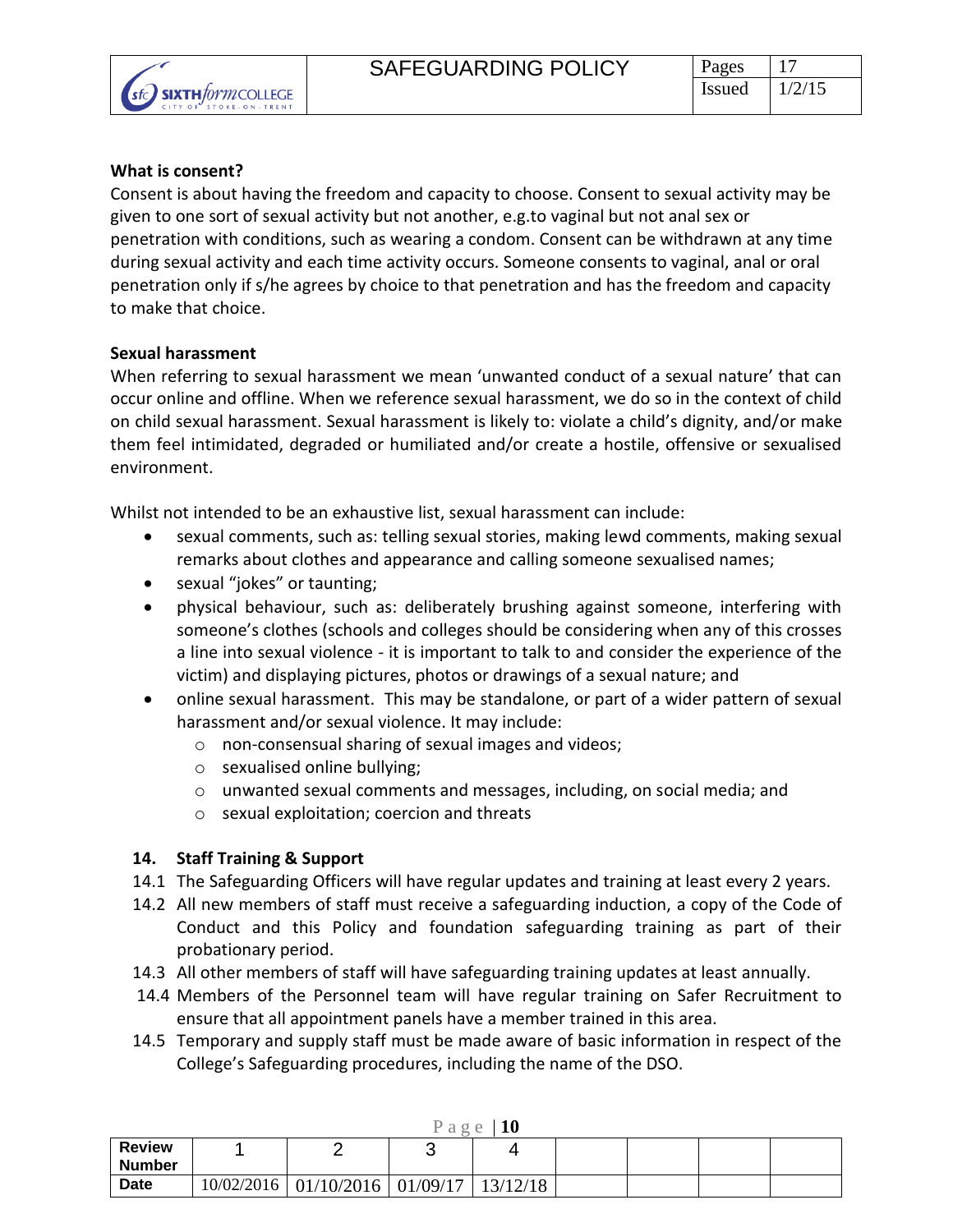**What is consent?**

Consent is about having the freedom and capacity to choose. Consent to sexual activity may be given to one sort of sexual activity but not another, e.g.to vaginal but not anal sex or penetration with conditions, such as wearing a condom. Consent can be withdrawn at any time during sexual activity and each time activity occurs. Someone consents to vaginal, anal or oral penetration only if s/he agrees by choice to that penetration and has the freedom and capacity to make that choice.

**Sexual harassment**

When referring to sexual harassment we mean 'unwanted conduct of a sexual nature' that can occur online and offline. When we reference sexual harassment, we do so in the context of child on child sexual harassment. Sexual harassment is likely to: violate a child's dignity, and/or make them feel intimidated, degraded or humiliated and/or create a hostile, offensive or sexualised environment.

Whilst not intended to be an exhaustive list, sexual harassment can include:

- sexual comments, such as: telling sexual stories, making lewd comments, making sexual remarks about clothes and appearance and calling someone sexualised names;
- sexual "jokes" or taunting;
- physical behaviour, such as: deliberately brushing against someone, interfering with someone's clothes (schools and colleges should be considering when any of this crosses a line into sexual violence - it is important to talk to and consider the experience of the victim) and displaying pictures, photos or drawings of a sexual nature; and
- online sexual harassment. This may be standalone, or part of a wider pattern of sexual harassment and/or sexual violence. It may include:
  - non-consensual sharing of sexual images and videos;
  - sexualised online bullying;
  - unwanted sexual comments and messages, including, on social media; and
  - sexual exploitation; coercion and threats

**14. Staff Training & Support**

14.1 The Safeguarding Officers will have regular updates and training at least every 2 years.

14.2 All new members of staff must receive a safeguarding induction, a copy of the Code of Conduct and this Policy and foundation safeguarding training as part of their probationary period.

14.3 All other members of staff will have safeguarding training updates at least annually.

14.4 Members of the Personnel team will have regular training on Safer Recruitment to ensure that all appointment panels have a member trained in this area.

14.5 Temporary and supply staff must be made aware of basic information in respect of the College's Safeguarding procedures, including the name of the DSO.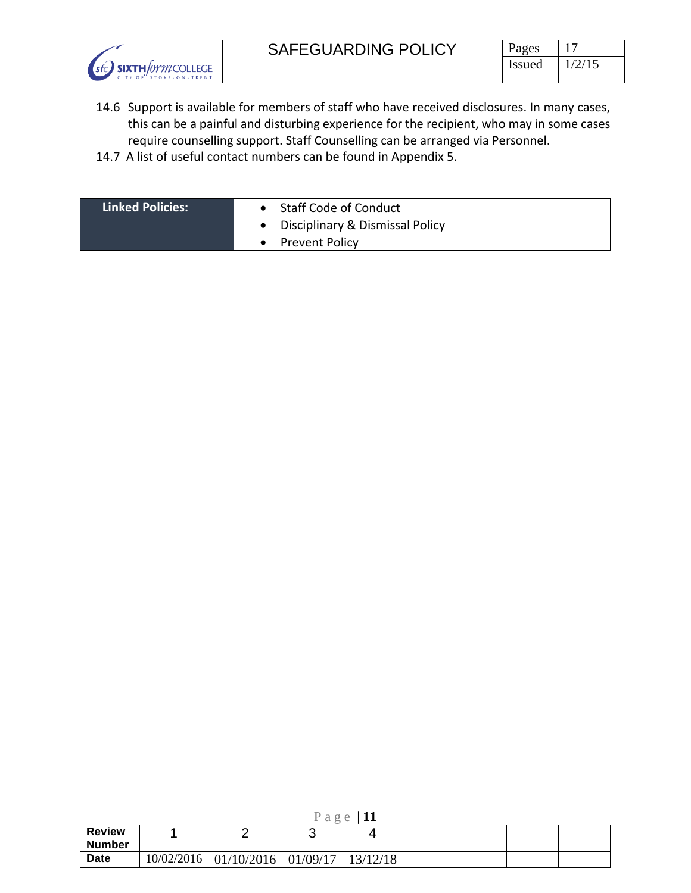14.6 Support is available for members of staff who have received disclosures. In many cases, this can be a painful and disturbing experience for the recipient, who may in some cases require counselling support. Staff Counselling can be arranged via Personnel.

14.7 A list of useful contact numbers can be found in Appendix 5.

| **Linked Policies:** | <ul><li>Staff Code of Conduct</li><li>Disciplinary & Dismissal Policy</li><li>Prevent Policy</li></ul> |
|---|---|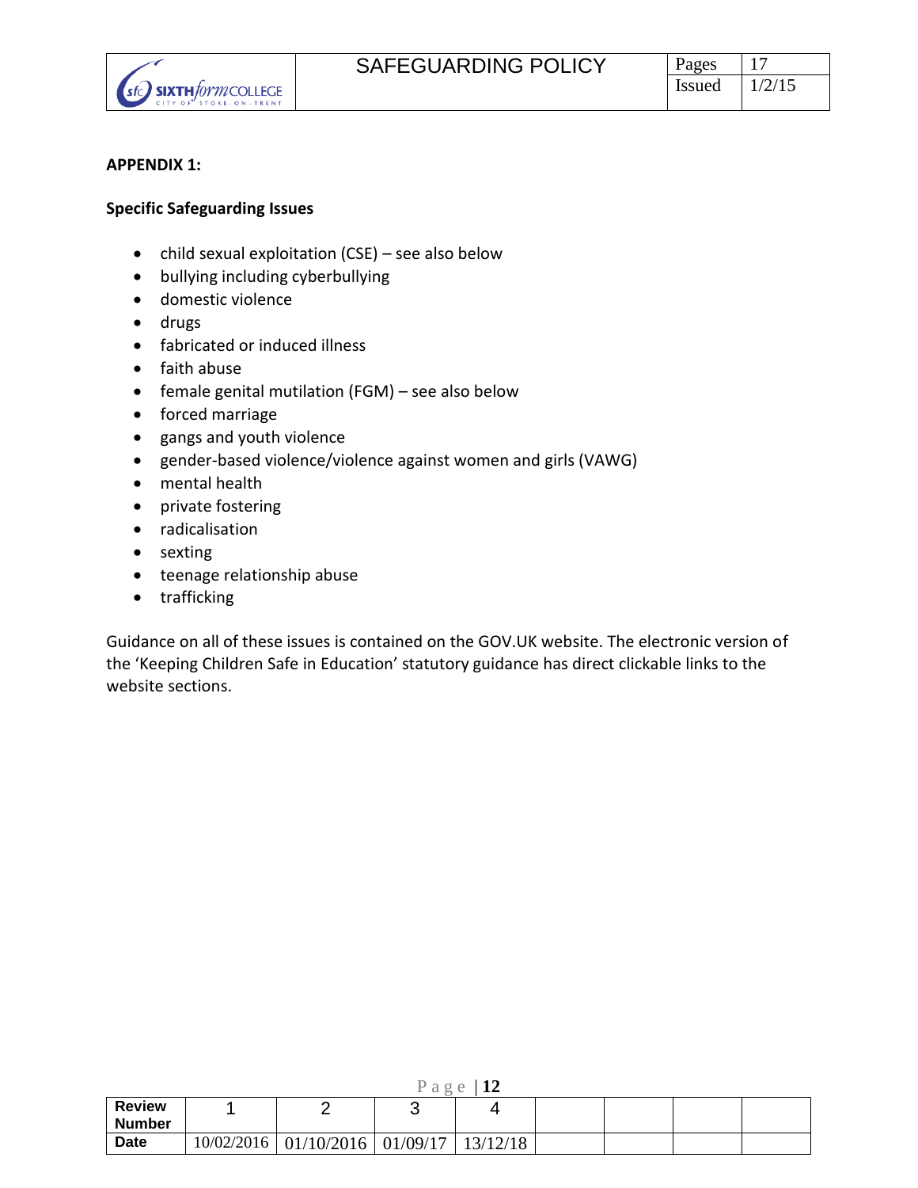**APPENDIX 1:**

**Specific Safeguarding Issues**

- child sexual exploitation (CSE) – see also below
- bullying including cyberbullying
- domestic violence
- drugs
- fabricated or induced illness
- faith abuse
- female genital mutilation (FGM) – see also below
- forced marriage
- gangs and youth violence
- gender-based violence/violence against women and girls (VAWG)
- mental health
- private fostering
- radicalisation
- sexting
- teenage relationship abuse
- trafficking

Guidance on all of these issues is contained on the GOV.UK website. The electronic version of the 'Keeping Children Safe in Education' statutory guidance has direct clickable links to the website sections.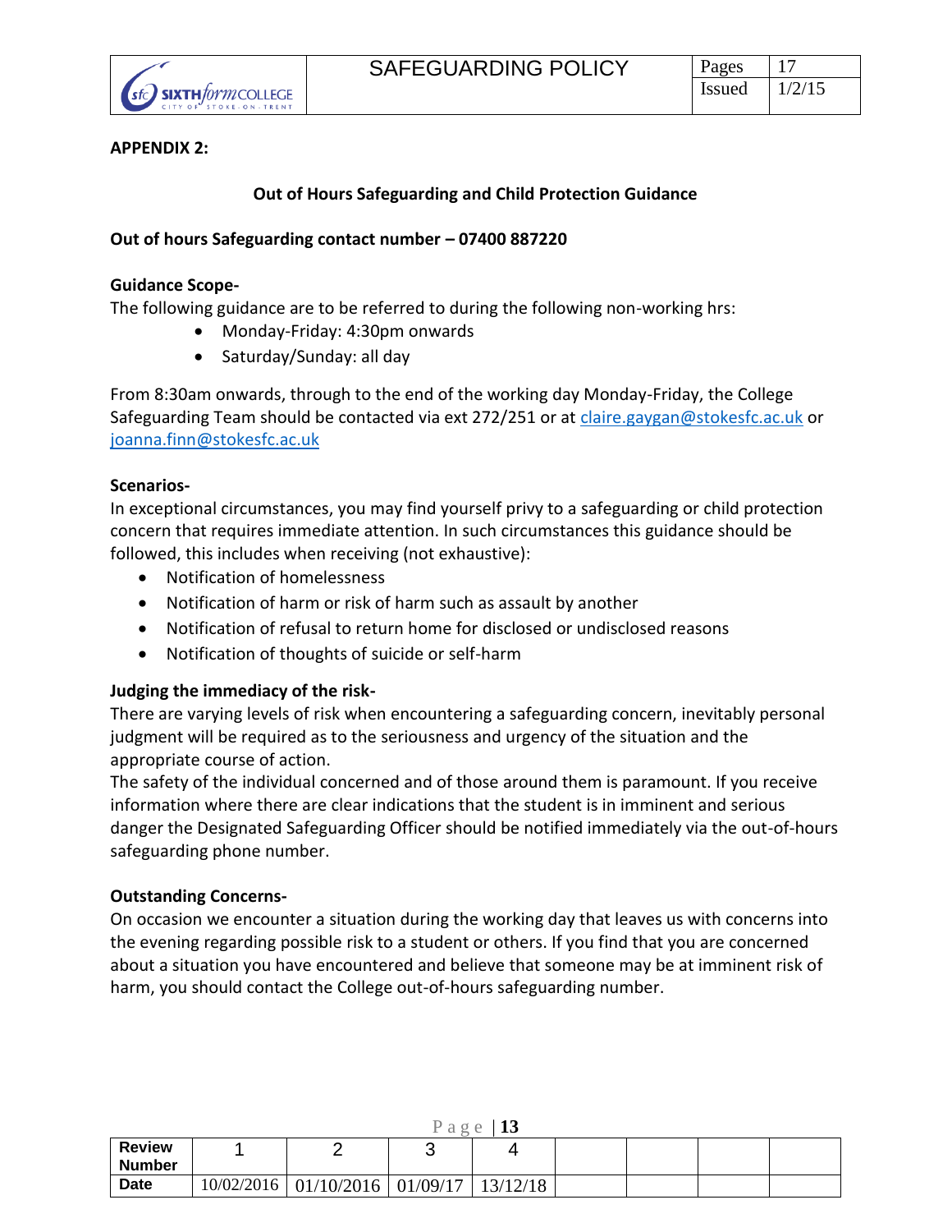**APPENDIX 2:**

## Out of Hours Safeguarding and Child Protection Guidance

**Out of hours Safeguarding contact number – 07400 887220**

**Guidance Scope-**

The following guidance are to be referred to during the following non-working hrs:

- Monday-Friday: 4:30pm onwards
- Saturday/Sunday: all day

From 8:30am onwards, through to the end of the working day Monday-Friday, the College Safeguarding Team should be contacted via ext 272/251 or at claire.gaygan@stokesfc.ac.uk or joanna.finn@stokesfc.ac.uk

**Scenarios-**

In exceptional circumstances, you may find yourself privy to a safeguarding or child protection concern that requires immediate attention. In such circumstances this guidance should be followed, this includes when receiving (not exhaustive):

- Notification of homelessness
- Notification of harm or risk of harm such as assault by another
- Notification of refusal to return home for disclosed or undisclosed reasons
- Notification of thoughts of suicide or self-harm

**Judging the immediacy of the risk-**

There are varying levels of risk when encountering a safeguarding concern, inevitably personal judgment will be required as to the seriousness and urgency of the situation and the appropriate course of action.

The safety of the individual concerned and of those around them is paramount. If you receive information where there are clear indications that the student is in imminent and serious danger the Designated Safeguarding Officer should be notified immediately via the out-of-hours safeguarding phone number.

**Outstanding Concerns-**

On occasion we encounter a situation during the working day that leaves us with concerns into the evening regarding possible risk to a student or others. If you find that you are concerned about a situation you have encountered and believe that someone may be at imminent risk of harm, you should contact the College out-of-hours safeguarding number.

| Review Number | 1 | 2 | 3 | 4 | | | | |
|---|---|---|---|---|---|---|---|---|
| Date | 10/02/2016 | 01/10/2016 | 01/09/17 | 13/12/18 | | | | |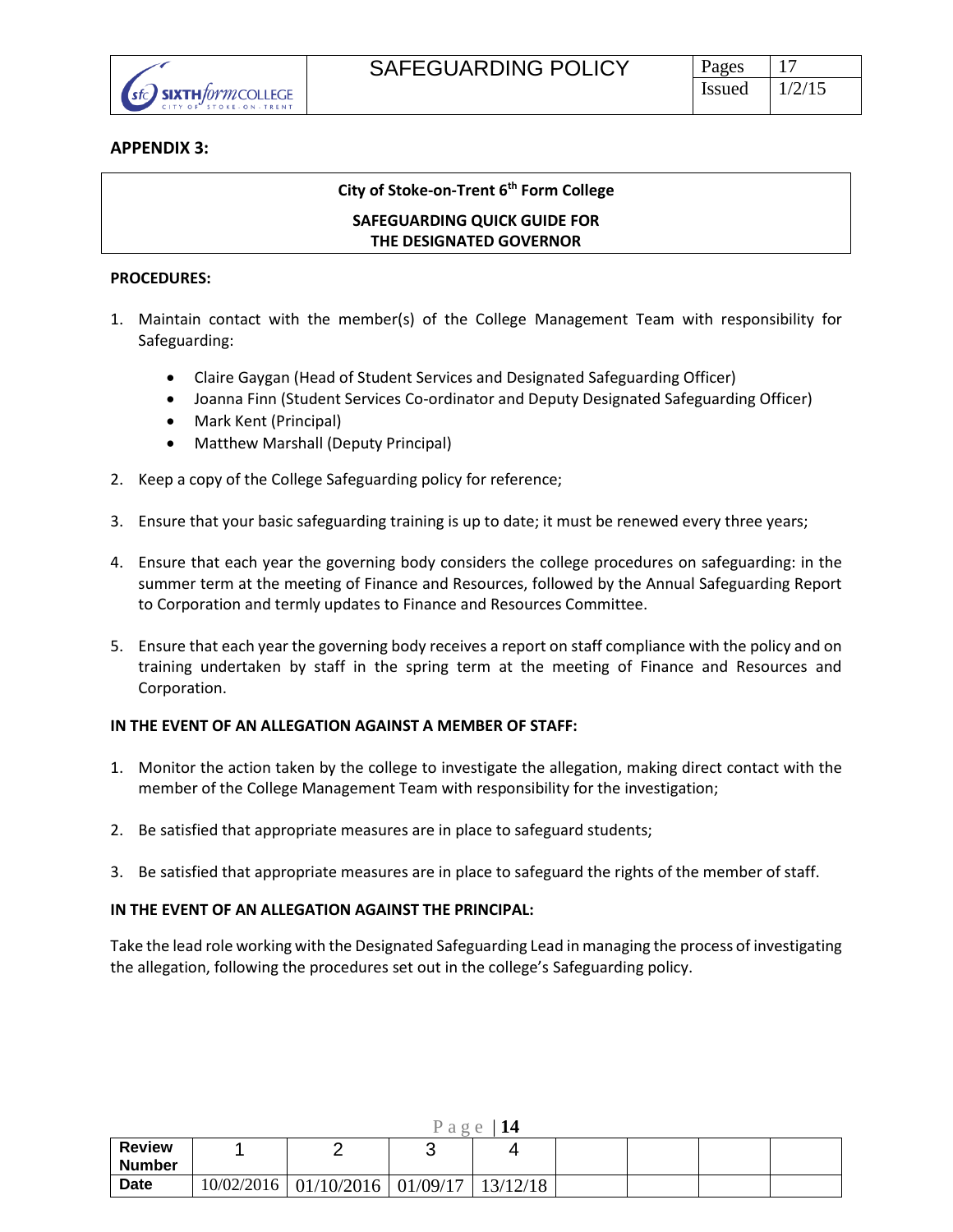## APPENDIX 3:

**City of Stoke-on-Trent 6th Form College**

**SAFEGUARDING QUICK GUIDE FOR THE DESIGNATED GOVERNOR**

**PROCEDURES:**

1. Maintain contact with the member(s) of the College Management Team with responsibility for Safeguarding:
   - Claire Gaygan (Head of Student Services and Designated Safeguarding Officer)
   - Joanna Finn (Student Services Co-ordinator and Deputy Designated Safeguarding Officer)
   - Mark Kent (Principal)
   - Matthew Marshall (Deputy Principal)
2. Keep a copy of the College Safeguarding policy for reference;
3. Ensure that your basic safeguarding training is up to date; it must be renewed every three years;
4. Ensure that each year the governing body considers the college procedures on safeguarding: in the summer term at the meeting of Finance and Resources, followed by the Annual Safeguarding Report to Corporation and termly updates to Finance and Resources Committee.
5. Ensure that each year the governing body receives a report on staff compliance with the policy and on training undertaken by staff in the spring term at the meeting of Finance and Resources and Corporation.

**IN THE EVENT OF AN ALLEGATION AGAINST A MEMBER OF STAFF:**

1. Monitor the action taken by the college to investigate the allegation, making direct contact with the member of the College Management Team with responsibility for the investigation;
2. Be satisfied that appropriate measures are in place to safeguard students;
3. Be satisfied that appropriate measures are in place to safeguard the rights of the member of staff.

**IN THE EVENT OF AN ALLEGATION AGAINST THE PRINCIPAL:**

Take the lead role working with the Designated Safeguarding Lead in managing the process of investigating the allegation, following the procedures set out in the college's Safeguarding policy.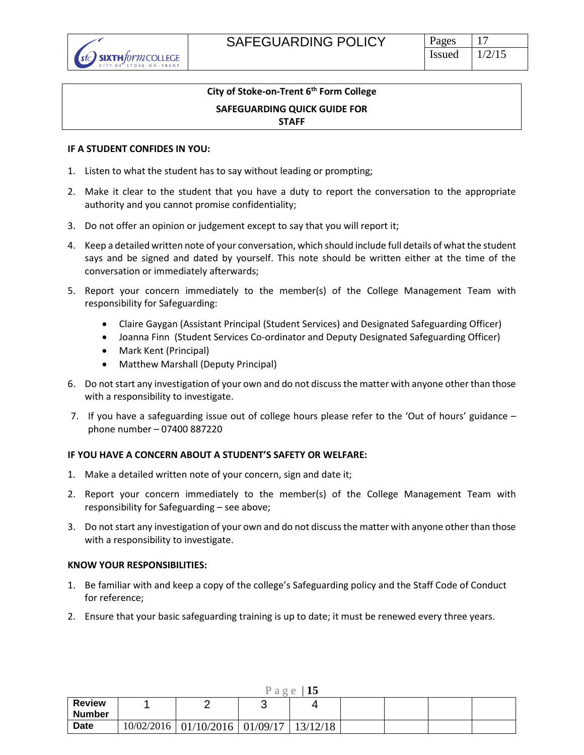**City of Stoke-on-Trent 6th Form College**

**SAFEGUARDING QUICK GUIDE FOR STAFF**

**IF A STUDENT CONFIDES IN YOU:**

1. Listen to what the student has to say without leading or prompting;
2. Make it clear to the student that you have a duty to report the conversation to the appropriate authority and you cannot promise confidentiality;
3. Do not offer an opinion or judgement except to say that you will report it;
4. Keep a detailed written note of your conversation, which should include full details of what the student says and be signed and dated by yourself. This note should be written either at the time of the conversation or immediately afterwards;
5. Report your concern immediately to the member(s) of the College Management Team with responsibility for Safeguarding:
   - Claire Gaygan (Assistant Principal (Student Services) and Designated Safeguarding Officer)
   - Joanna Finn (Student Services Co-ordinator and Deputy Designated Safeguarding Officer)
   - Mark Kent (Principal)
   - Matthew Marshall (Deputy Principal)
6. Do not start any investigation of your own and do not discuss the matter with anyone other than those with a responsibility to investigate.
7. If you have a safeguarding issue out of college hours please refer to the 'Out of hours' guidance – phone number – 07400 887220

**IF YOU HAVE A CONCERN ABOUT A STUDENT'S SAFETY OR WELFARE:**

1. Make a detailed written note of your concern, sign and date it;
2. Report your concern immediately to the member(s) of the College Management Team with responsibility for Safeguarding – see above;
3. Do not start any investigation of your own and do not discuss the matter with anyone other than those with a responsibility to investigate.

**KNOW YOUR RESPONSIBILITIES:**

1. Be familiar with and keep a copy of the college's Safeguarding policy and the Staff Code of Conduct for reference;
2. Ensure that your basic safeguarding training is up to date; it must be renewed every three years.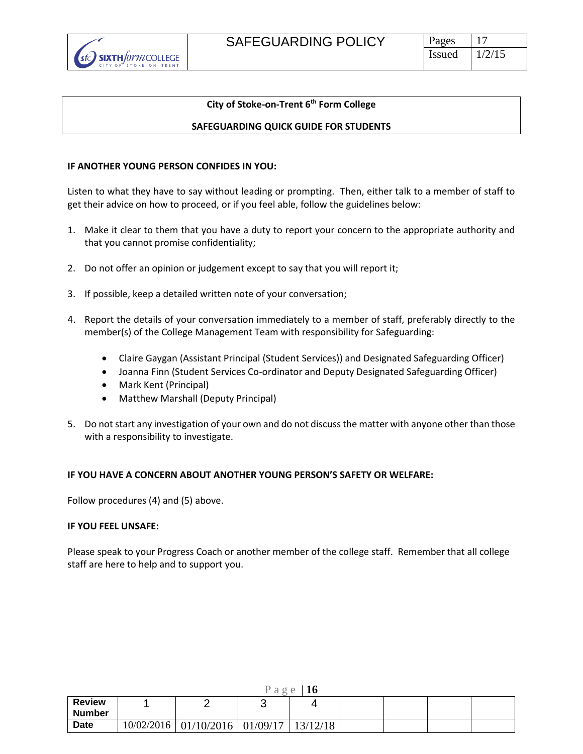**City of Stoke-on-Trent 6th Form College**

**SAFEGUARDING QUICK GUIDE FOR STUDENTS**

**IF ANOTHER YOUNG PERSON CONFIDES IN YOU:**

Listen to what they have to say without leading or prompting. Then, either talk to a member of staff to get their advice on how to proceed, or if you feel able, follow the guidelines below:

1. Make it clear to them that you have a duty to report your concern to the appropriate authority and that you cannot promise confidentiality;

2. Do not offer an opinion or judgement except to say that you will report it;

3. If possible, keep a detailed written note of your conversation;

4. Report the details of your conversation immediately to a member of staff, preferably directly to the member(s) of the College Management Team with responsibility for Safeguarding:

   - Claire Gaygan (Assistant Principal (Student Services)) and Designated Safeguarding Officer)
   - Joanna Finn (Student Services Co-ordinator and Deputy Designated Safeguarding Officer)
   - Mark Kent (Principal)
   - Matthew Marshall (Deputy Principal)

5. Do not start any investigation of your own and do not discuss the matter with anyone other than those with a responsibility to investigate.

**IF YOU HAVE A CONCERN ABOUT ANOTHER YOUNG PERSON'S SAFETY OR WELFARE:**

Follow procedures (4) and (5) above.

**IF YOU FEEL UNSAFE:**

Please speak to your Progress Coach or another member of the college staff. Remember that all college staff are here to help and to support you.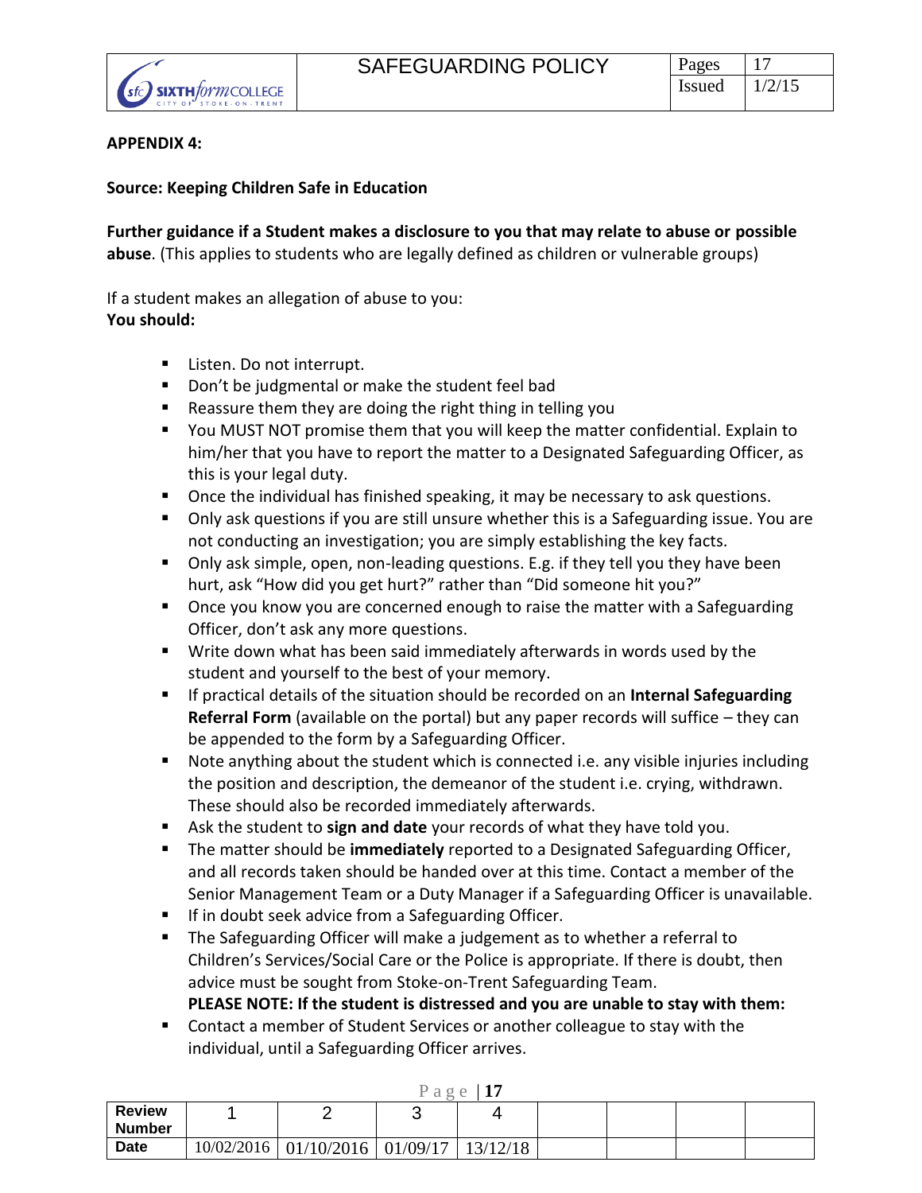**APPENDIX 4:**

**Source: Keeping Children Safe in Education**

**Further guidance if a Student makes a disclosure to you that may relate to abuse or possible abuse**. (This applies to students who are legally defined as children or vulnerable groups)

If a student makes an allegation of abuse to you:
**You should:**

- Listen. Do not interrupt.
- Don't be judgmental or make the student feel bad
- Reassure them they are doing the right thing in telling you
- You MUST NOT promise them that you will keep the matter confidential. Explain to him/her that you have to report the matter to a Designated Safeguarding Officer, as this is your legal duty.
- Once the individual has finished speaking, it may be necessary to ask questions.
- Only ask questions if you are still unsure whether this is a Safeguarding issue. You are not conducting an investigation; you are simply establishing the key facts.
- Only ask simple, open, non-leading questions. E.g. if they tell you they have been hurt, ask "How did you get hurt?" rather than "Did someone hit you?"
- Once you know you are concerned enough to raise the matter with a Safeguarding Officer, don't ask any more questions.
- Write down what has been said immediately afterwards in words used by the student and yourself to the best of your memory.
- If practical details of the situation should be recorded on an **Internal Safeguarding Referral Form** (available on the portal) but any paper records will suffice – they can be appended to the form by a Safeguarding Officer.
- Note anything about the student which is connected i.e. any visible injuries including the position and description, the demeanor of the student i.e. crying, withdrawn. These should also be recorded immediately afterwards.
- Ask the student to **sign and date** your records of what they have told you.
- The matter should be **immediately** reported to a Designated Safeguarding Officer, and all records taken should be handed over at this time. Contact a member of the Senior Management Team or a Duty Manager if a Safeguarding Officer is unavailable.
- If in doubt seek advice from a Safeguarding Officer.
- The Safeguarding Officer will make a judgement as to whether a referral to Children's Services/Social Care or the Police is appropriate. If there is doubt, then advice must be sought from Stoke-on-Trent Safeguarding Team.

  **PLEASE NOTE: If the student is distressed and you are unable to stay with them:**
- Contact a member of Student Services or another colleague to stay with the individual, until a Safeguarding Officer arrives.

| Review Number | 1 | 2 | 3 | 4 | | | | |
|---|---|---|---|---|---|---|---|---|
| Date | 10/02/2016 | 01/10/2016 | 01/09/17 | 13/12/18 | | | | |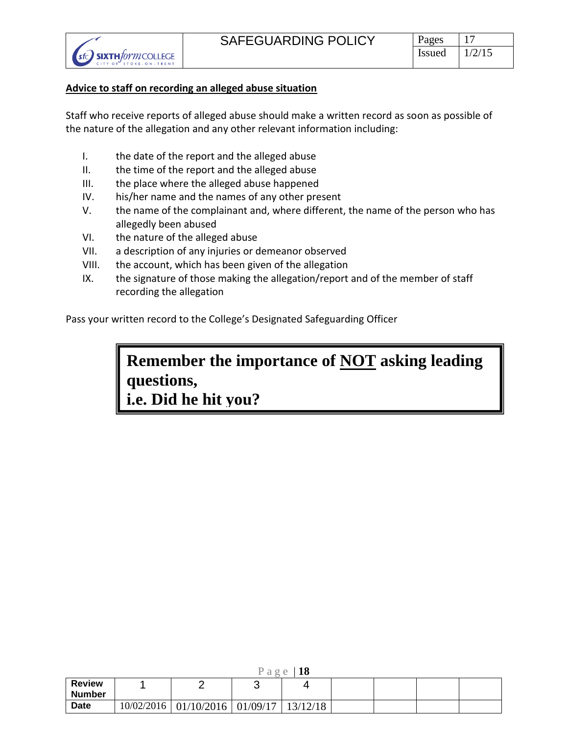**Advice to staff on recording an alleged abuse situation**

Staff who receive reports of alleged abuse should make a written record as soon as possible of the nature of the allegation and any other relevant information including:

I. the date of the report and the alleged abuse
II. the time of the report and the alleged abuse
III. the place where the alleged abuse happened
IV. his/her name and the names of any other present
V. the name of the complainant and, where different, the name of the person who has allegedly been abused
VI. the nature of the alleged abuse
VII. a description of any injuries or demeanor observed
VIII. the account, which has been given of the allegation
IX. the signature of those making the allegation/report and of the member of staff recording the allegation

Pass your written record to the College's Designated Safeguarding Officer

**Remember the importance of <u>NOT</u> asking leading questions,**
**i.e. Did he hit you?**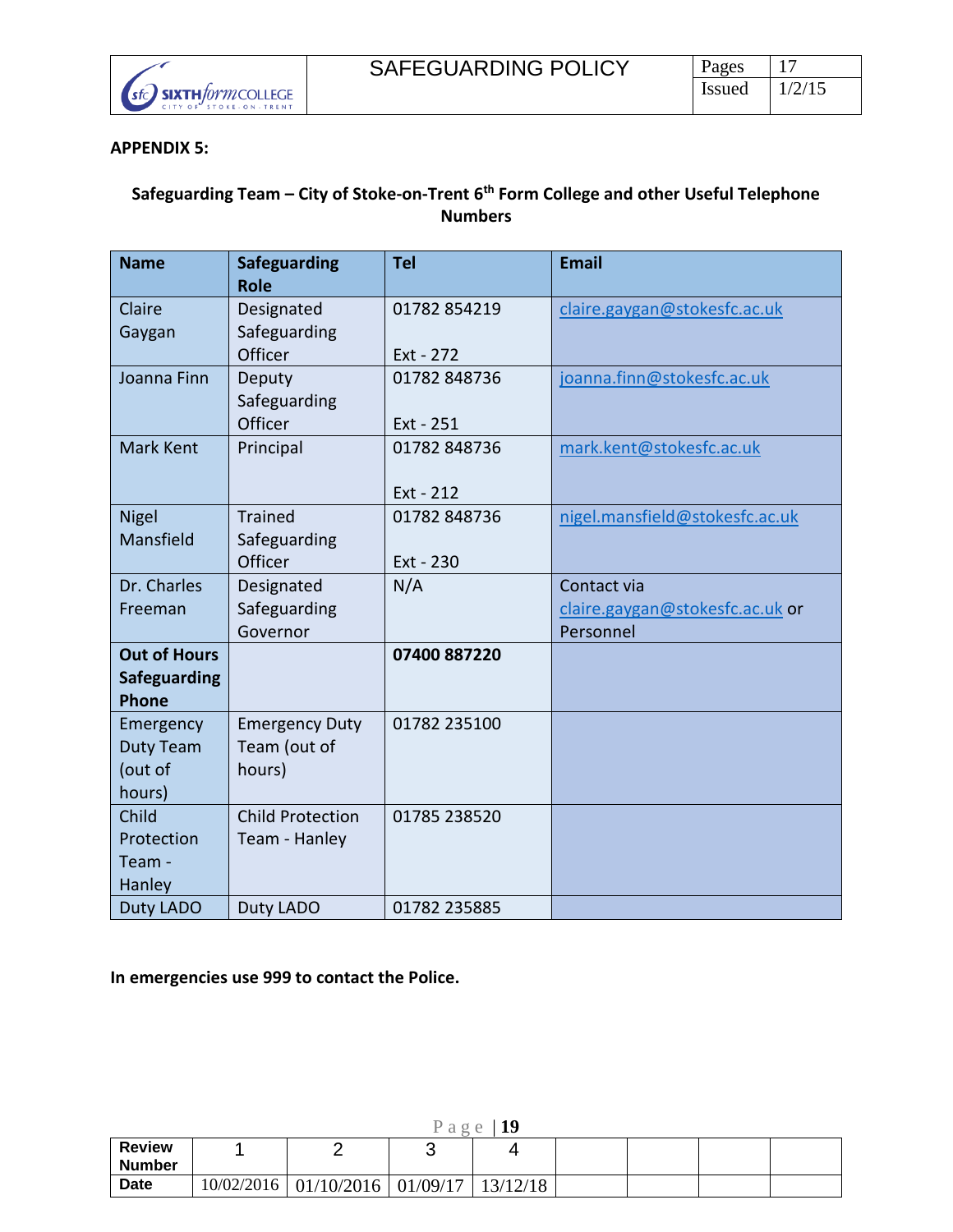**APPENDIX 5:**

**Safeguarding Team – City of Stoke-on-Trent 6th Form College and other Useful Telephone Numbers**

| Name | Safeguarding Role | Tel | Email |
|---|---|---|---|
| Claire Gaygan | Designated Safeguarding Officer | 01782 854219<br><br>Ext - 272 | claire.gaygan@stokesfc.ac.uk |
| Joanna Finn | Deputy Safeguarding Officer | 01782 848736<br><br>Ext - 251 | joanna.finn@stokesfc.ac.uk |
| Mark Kent | Principal | 01782 848736<br><br>Ext - 212 | mark.kent@stokesfc.ac.uk |
| Nigel Mansfield | Trained Safeguarding Officer | 01782 848736<br><br>Ext - 230 | nigel.mansfield@stokesfc.ac.uk |
| Dr. Charles Freeman | Designated Safeguarding Governor | N/A | Contact via claire.gaygan@stokesfc.ac.uk or Personnel |
| **Out of Hours Safeguarding Phone** | | **07400 887220** | |
| Emergency Duty Team (out of hours) | Emergency Duty Team (out of hours) | 01782 235100 | |
| Child Protection Team - Hanley | Child Protection Team - Hanley | 01785 238520 | |
| Duty LADO | Duty LADO | 01782 235885 | |

**In emergencies use 999 to contact the Police.**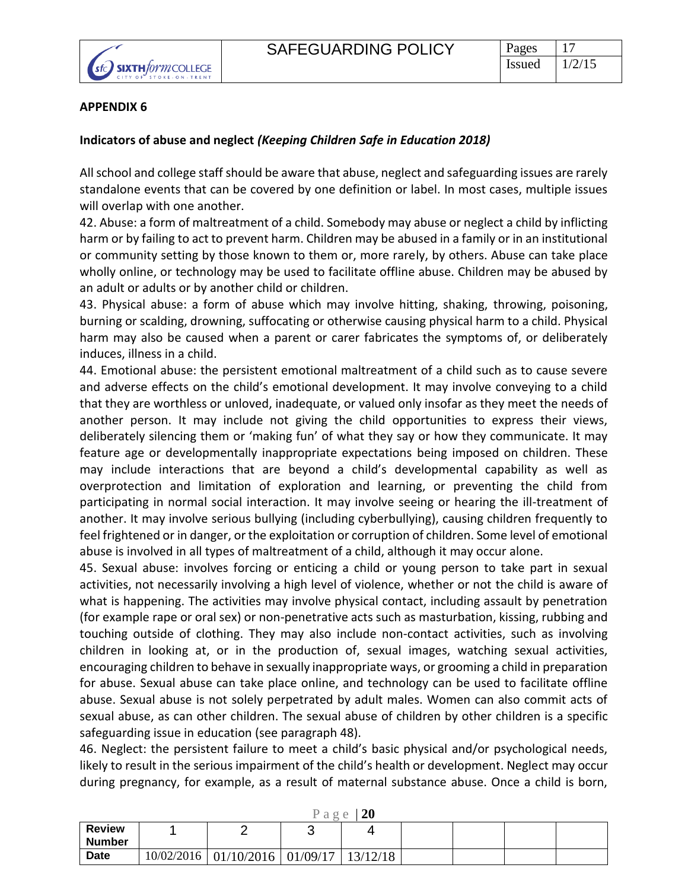**APPENDIX 6**

**Indicators of abuse and neglect *(Keeping Children Safe in Education 2018)***

All school and college staff should be aware that abuse, neglect and safeguarding issues are rarely standalone events that can be covered by one definition or label. In most cases, multiple issues will overlap with one another.

42. Abuse: a form of maltreatment of a child. Somebody may abuse or neglect a child by inflicting harm or by failing to act to prevent harm. Children may be abused in a family or in an institutional or community setting by those known to them or, more rarely, by others. Abuse can take place wholly online, or technology may be used to facilitate offline abuse. Children may be abused by an adult or adults or by another child or children.

43. Physical abuse: a form of abuse which may involve hitting, shaking, throwing, poisoning, burning or scalding, drowning, suffocating or otherwise causing physical harm to a child. Physical harm may also be caused when a parent or carer fabricates the symptoms of, or deliberately induces, illness in a child.

44. Emotional abuse: the persistent emotional maltreatment of a child such as to cause severe and adverse effects on the child's emotional development. It may involve conveying to a child that they are worthless or unloved, inadequate, or valued only insofar as they meet the needs of another person. It may include not giving the child opportunities to express their views, deliberately silencing them or 'making fun' of what they say or how they communicate. It may feature age or developmentally inappropriate expectations being imposed on children. These may include interactions that are beyond a child's developmental capability as well as overprotection and limitation of exploration and learning, or preventing the child from participating in normal social interaction. It may involve seeing or hearing the ill-treatment of another. It may involve serious bullying (including cyberbullying), causing children frequently to feel frightened or in danger, or the exploitation or corruption of children. Some level of emotional abuse is involved in all types of maltreatment of a child, although it may occur alone.

45. Sexual abuse: involves forcing or enticing a child or young person to take part in sexual activities, not necessarily involving a high level of violence, whether or not the child is aware of what is happening. The activities may involve physical contact, including assault by penetration (for example rape or oral sex) or non-penetrative acts such as masturbation, kissing, rubbing and touching outside of clothing. They may also include non-contact activities, such as involving children in looking at, or in the production of, sexual images, watching sexual activities, encouraging children to behave in sexually inappropriate ways, or grooming a child in preparation for abuse. Sexual abuse can take place online, and technology can be used to facilitate offline abuse. Sexual abuse is not solely perpetrated by adult males. Women can also commit acts of sexual abuse, as can other children. The sexual abuse of children by other children is a specific safeguarding issue in education (see paragraph 48).

46. Neglect: the persistent failure to meet a child's basic physical and/or psychological needs, likely to result in the serious impairment of the child's health or development. Neglect may occur during pregnancy, for example, as a result of maternal substance abuse. Once a child is born,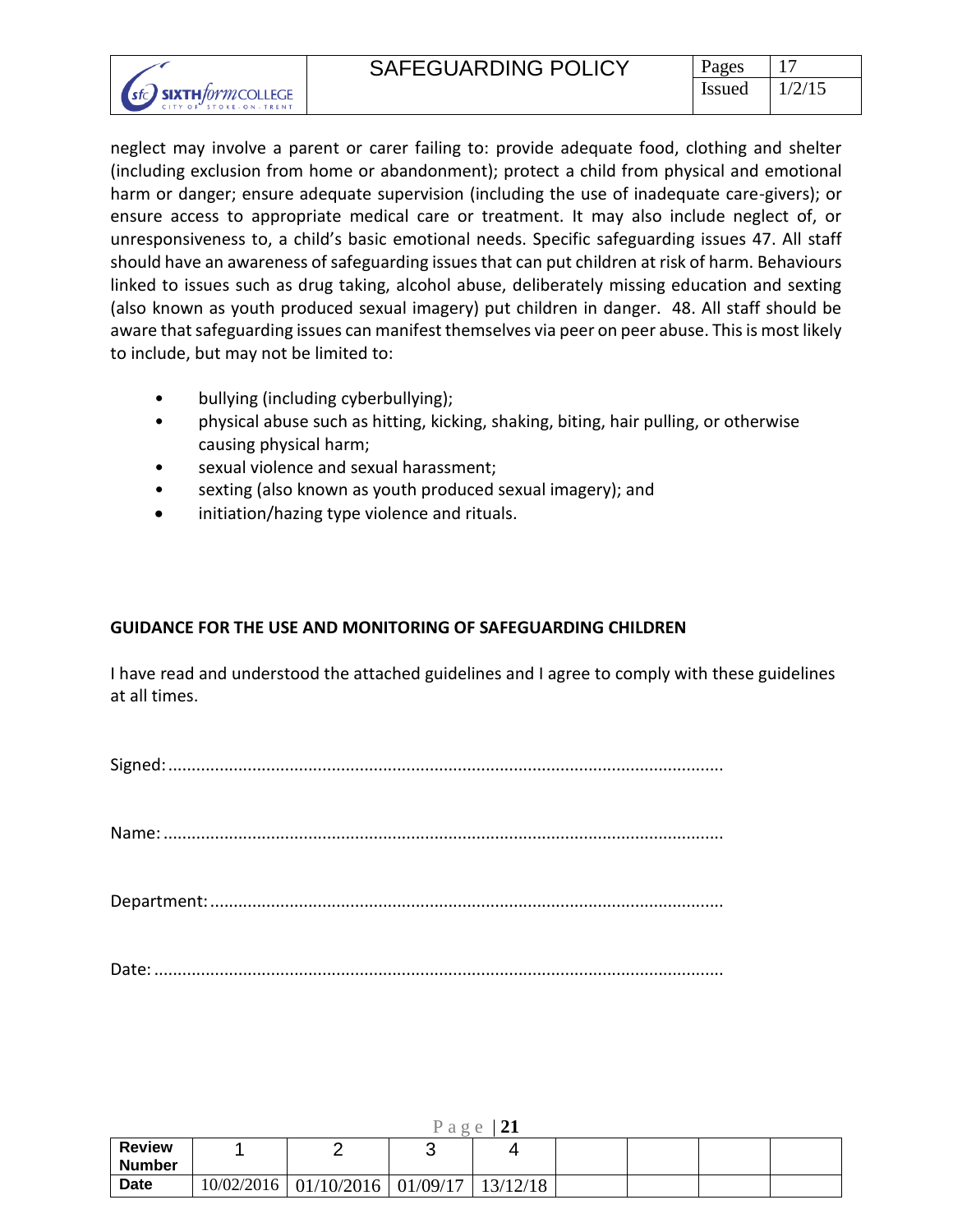neglect may involve a parent or carer failing to: provide adequate food, clothing and shelter (including exclusion from home or abandonment); protect a child from physical and emotional harm or danger; ensure adequate supervision (including the use of inadequate care-givers); or ensure access to appropriate medical care or treatment. It may also include neglect of, or unresponsiveness to, a child's basic emotional needs. Specific safeguarding issues 47. All staff should have an awareness of safeguarding issues that can put children at risk of harm. Behaviours linked to issues such as drug taking, alcohol abuse, deliberately missing education and sexting (also known as youth produced sexual imagery) put children in danger. 48. All staff should be aware that safeguarding issues can manifest themselves via peer on peer abuse. This is most likely to include, but may not be limited to:

- bullying (including cyberbullying);
- physical abuse such as hitting, kicking, shaking, biting, hair pulling, or otherwise causing physical harm;
- sexual violence and sexual harassment;
- sexting (also known as youth produced sexual imagery); and
- initiation/hazing type violence and rituals.

**GUIDANCE FOR THE USE AND MONITORING OF SAFEGUARDING CHILDREN**

I have read and understood the attached guidelines and I agree to comply with these guidelines at all times.

Signed:......................................................................................................................

Name:.......................................................................................................................

Department:.............................................................................................................

Date:.........................................................................................................................